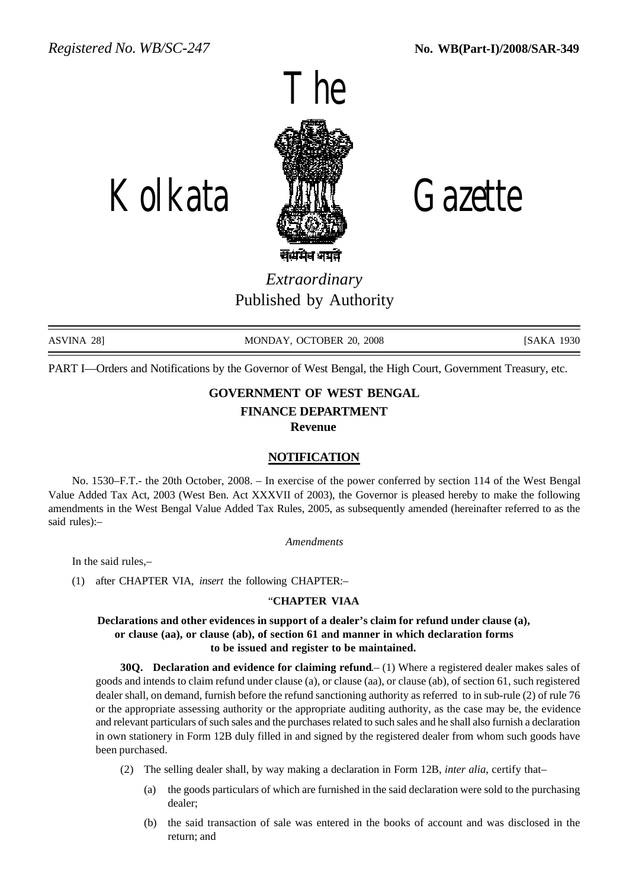*Registered No. WB/SC-247* **No. WB(Part-I)/2008/SAR-349**

# The Kolkata Gazette

सत्यमेव जयते

*Extraordinary*

Published by Authority

ASVINA 28] MONDAY, OCTOBER 20, 2008 [SAKA 1930

PART I—Orders and Notifications by the Governor of West Bengal, the High Court, Government Treasury, etc.

## GOVERNMENT OF WEST BENGAL
## FINANCE DEPARTMENT
### Revenue

### NOTIFICATION

No. 1530–F.T.- the 20th October, 2008. – In exercise of the power conferred by section 114 of the West Bengal Value Added Tax Act, 2003 (West Ben. Act XXXVII of 2003), the Governor is pleased hereby to make the following amendments in the West Bengal Value Added Tax Rules, 2005, as subsequently amended (hereinafter referred to as the said rules):–

*Amendments*

In the said rules,–

(1) after CHAPTER VIA, *insert* the following CHAPTER:–

"**CHAPTER VIAA**

**Declarations and other evidences in support of a dealer's claim for refund under clause (a), or clause (aa), or clause (ab), of section 61 and manner in which declaration forms to be issued and register to be maintained.**

**30Q. Declaration and evidence for claiming refund**.– (1) Where a registered dealer makes sales of goods and intends to claim refund under clause (a), or clause (aa), or clause (ab), of section 61, such registered dealer shall, on demand, furnish before the refund sanctioning authority as referred to in sub-rule (2) of rule 76 or the appropriate assessing authority or the appropriate auditing authority, as the case may be, the evidence and relevant particulars of such sales and the purchases related to such sales and he shall also furnish a declaration in own stationery in Form 12B duly filled in and signed by the registered dealer from whom such goods have been purchased.

(2) The selling dealer shall, by way making a declaration in Form 12B, *inter alia*, certify that–

(a) the goods particulars of which are furnished in the said declaration were sold to the purchasing dealer;

(b) the said transaction of sale was entered in the books of account and was disclosed in the return; and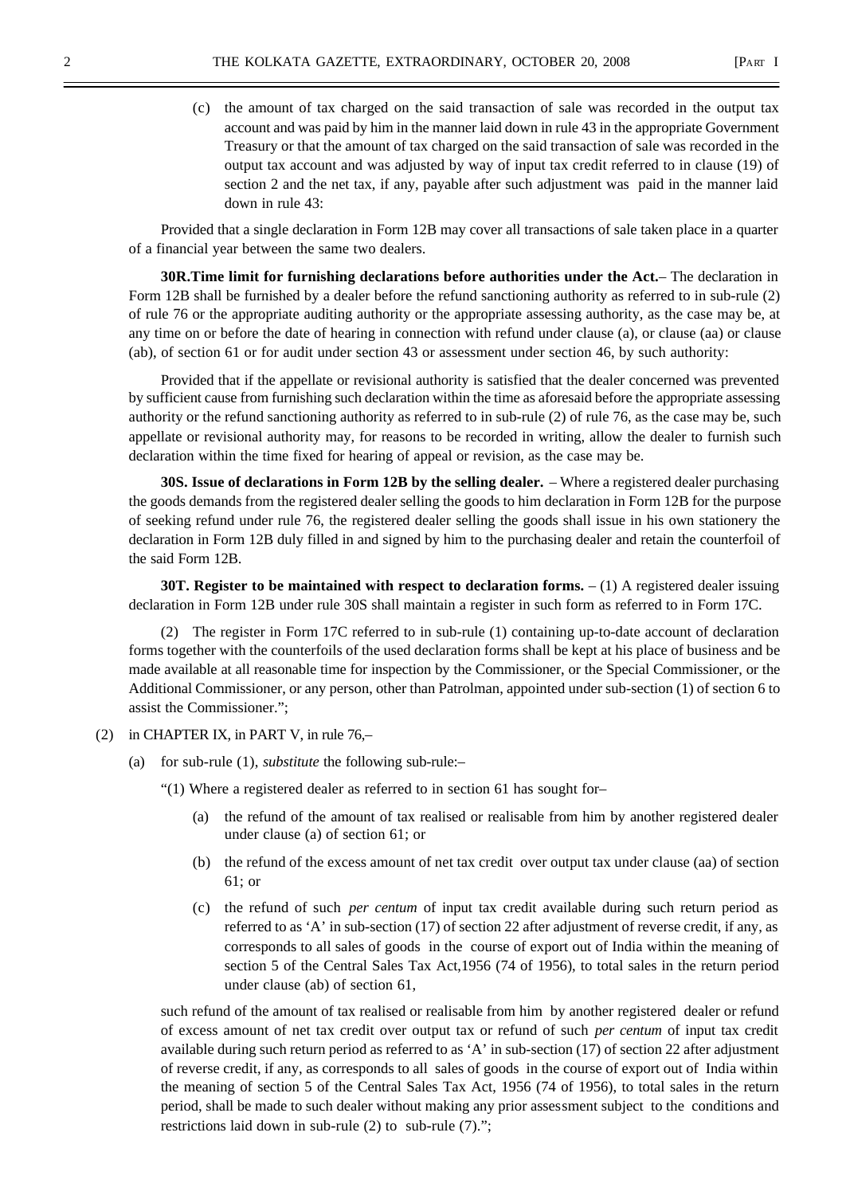(c) the amount of tax charged on the said transaction of sale was recorded in the output tax account and was paid by him in the manner laid down in rule 43 in the appropriate Government Treasury or that the amount of tax charged on the said transaction of sale was recorded in the output tax account and was adjusted by way of input tax credit referred to in clause (19) of section 2 and the net tax, if any, payable after such adjustment was paid in the manner laid down in rule 43:

Provided that a single declaration in Form 12B may cover all transactions of sale taken place in a quarter of a financial year between the same two dealers.

**30R.Time limit for furnishing declarations before authorities under the Act.**– The declaration in Form 12B shall be furnished by a dealer before the refund sanctioning authority as referred to in sub-rule (2) of rule 76 or the appropriate auditing authority or the appropriate assessing authority, as the case may be, at any time on or before the date of hearing in connection with refund under clause (a), or clause (aa) or clause (ab), of section 61 or for audit under section 43 or assessment under section 46, by such authority:

Provided that if the appellate or revisional authority is satisfied that the dealer concerned was prevented by sufficient cause from furnishing such declaration within the time as aforesaid before the appropriate assessing authority or the refund sanctioning authority as referred to in sub-rule (2) of rule 76, as the case may be, such appellate or revisional authority may, for reasons to be recorded in writing, allow the dealer to furnish such declaration within the time fixed for hearing of appeal or revision, as the case may be.

**30S. Issue of declarations in Form 12B by the selling dealer.** – Where a registered dealer purchasing the goods demands from the registered dealer selling the goods to him declaration in Form 12B for the purpose of seeking refund under rule 76, the registered dealer selling the goods shall issue in his own stationery the declaration in Form 12B duly filled in and signed by him to the purchasing dealer and retain the counterfoil of the said Form 12B.

**30T. Register to be maintained with respect to declaration forms.** – (1) A registered dealer issuing declaration in Form 12B under rule 30S shall maintain a register in such form as referred to in Form 17C.

(2) The register in Form 17C referred to in sub-rule (1) containing up-to-date account of declaration forms together with the counterfoils of the used declaration forms shall be kept at his place of business and be made available at all reasonable time for inspection by the Commissioner, or the Special Commissioner, or the Additional Commissioner, or any person, other than Patrolman, appointed under sub-section (1) of section 6 to assist the Commissioner.";

(2) in CHAPTER IX, in PART V, in rule 76,–

(a) for sub-rule (1), *substitute* the following sub-rule:–

"(1) Where a registered dealer as referred to in section 61 has sought for–

(a) the refund of the amount of tax realised or realisable from him by another registered dealer under clause (a) of section 61; or

(b) the refund of the excess amount of net tax credit over output tax under clause (aa) of section 61; or

(c) the refund of such *per centum* of input tax credit available during such return period as referred to as 'A' in sub-section (17) of section 22 after adjustment of reverse credit, if any, as corresponds to all sales of goods in the course of export out of India within the meaning of section 5 of the Central Sales Tax Act,1956 (74 of 1956), to total sales in the return period under clause (ab) of section 61,

such refund of the amount of tax realised or realisable from him by another registered dealer or refund of excess amount of net tax credit over output tax or refund of such *per centum* of input tax credit available during such return period as referred to as 'A' in sub-section (17) of section 22 after adjustment of reverse credit, if any, as corresponds to all sales of goods in the course of export out of India within the meaning of section 5 of the Central Sales Tax Act, 1956 (74 of 1956), to total sales in the return period, shall be made to such dealer without making any prior assessment subject to the conditions and restrictions laid down in sub-rule (2) to sub-rule (7).";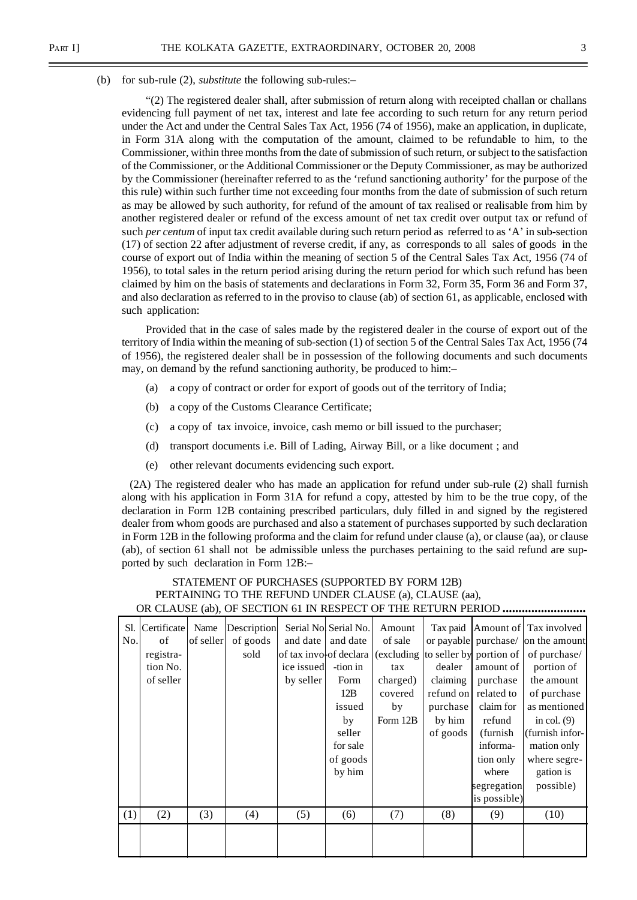(b) for sub-rule (2), *substitute* the following sub-rules:–

"(2) The registered dealer shall, after submission of return along with receipted challan or challans evidencing full payment of net tax, interest and late fee according to such return for any return period under the Act and under the Central Sales Tax Act, 1956 (74 of 1956), make an application, in duplicate, in Form 31A along with the computation of the amount, claimed to be refundable to him, to the Commissioner, within three months from the date of submission of such return, or subject to the satisfaction of the Commissioner, or the Additional Commissioner or the Deputy Commissioner, as may be authorized by the Commissioner (hereinafter referred to as the 'refund sanctioning authority' for the purpose of the this rule) within such further time not exceeding four months from the date of submission of such return as may be allowed by such authority, for refund of the amount of tax realised or realisable from him by another registered dealer or refund of the excess amount of net tax credit over output tax or refund of such *per centum* of input tax credit available during such return period as referred to as 'A' in sub-section (17) of section 22 after adjustment of reverse credit, if any, as corresponds to all sales of goods in the course of export out of India within the meaning of section 5 of the Central Sales Tax Act, 1956 (74 of 1956), to total sales in the return period arising during the return period for which such refund has been claimed by him on the basis of statements and declarations in Form 32, Form 35, Form 36 and Form 37, and also declaration as referred to in the proviso to clause (ab) of section 61, as applicable, enclosed with such application:

Provided that in the case of sales made by the registered dealer in the course of export out of the territory of India within the meaning of sub-section (1) of section 5 of the Central Sales Tax Act, 1956 (74 of 1956), the registered dealer shall be in possession of the following documents and such documents may, on demand by the refund sanctioning authority, be produced to him:–

(a) a copy of contract or order for export of goods out of the territory of India;

(b) a copy of the Customs Clearance Certificate;

(c) a copy of tax invoice, invoice, cash memo or bill issued to the purchaser;

(d) transport documents i.e. Bill of Lading, Airway Bill, or a like document ; and

(e) other relevant documents evidencing such export.

(2A) The registered dealer who has made an application for refund under sub-rule (2) shall furnish along with his application in Form 31A for refund a copy, attested by him to be the true copy, of the declaration in Form 12B containing prescribed particulars, duly filled in and signed by the registered dealer from whom goods are purchased and also a statement of purchases supported by such declaration in Form 12B in the following proforma and the claim for refund under clause (a), or clause (aa), or clause (ab), of section 61 shall not be admissible unless the purchases pertaining to the said refund are supported by such declaration in Form 12B:–

STATEMENT OF PURCHASES (SUPPORTED BY FORM 12B)
PERTAINING TO THE REFUND UNDER CLAUSE (a), CLAUSE (aa),
OR CLAUSE (ab), OF SECTION 61 IN RESPECT OF THE RETURN PERIOD ..........................

| Sl. No. | Certificate of registration No. of seller | Name of seller | Description of goods sold | Serial No. and date of tax invoice issued by seller | Serial No. and date of declaration in Form 12B issued by seller for sale of goods by him | Amount of sale (excluding tax charged) covered by Form 12B | Tax paid or payable to seller by dealer claiming refund on purchase by him of goods | Amount of purchase/ portion of amount of purchase related to claim for refund (furnish information only where segregation is possible) | Tax involved on the amount of purchase/ portion of the amount of purchase as mentioned in col. (9) (furnish information only where segregation is possible) |
|---|---|---|---|---|---|---|---|---|---|
| (1) | (2) | (3) | (4) | (5) | (6) | (7) | (8) | (9) | (10) |
| | | | | | | | | | |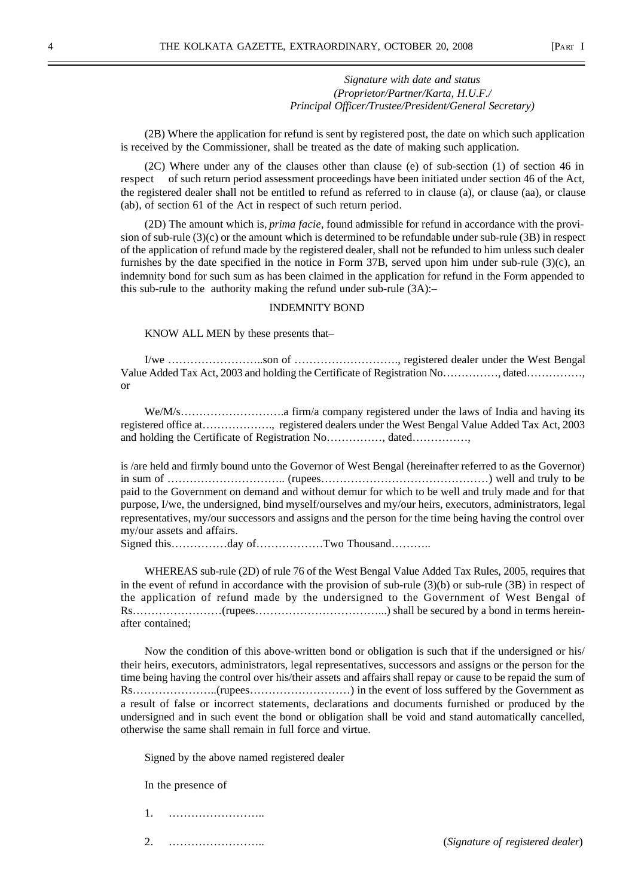*Signature with date and status*
*(Proprietor/Partner/Karta, H.U.F./*
*Principal Officer/Trustee/President/General Secretary)*

(2B) Where the application for refund is sent by registered post, the date on which such application is received by the Commissioner, shall be treated as the date of making such application.

(2C) Where under any of the clauses other than clause (e) of sub-section (1) of section 46 in respect of such return period assessment proceedings have been initiated under section 46 of the Act, the registered dealer shall not be entitled to refund as referred to in clause (a), or clause (aa), or clause (ab), of section 61 of the Act in respect of such return period.

(2D) The amount which is, *prima facie*, found admissible for refund in accordance with the provision of sub-rule (3)(c) or the amount which is determined to be refundable under sub-rule (3B) in respect of the application of refund made by the registered dealer, shall not be refunded to him unless such dealer furnishes by the date specified in the notice in Form 37B, served upon him under sub-rule (3)(c), an indemnity bond for such sum as has been claimed in the application for refund in the Form appended to this sub-rule to the authority making the refund under sub-rule (3A):–

INDEMNITY BOND

KNOW ALL MEN by these presents that–

I/we ……………………..son of ………………………., registered dealer under the West Bengal Value Added Tax Act, 2003 and holding the Certificate of Registration No……………, dated……………, or

We/M/s……………………….a firm/a company registered under the laws of India and having its registered office at………………., registered dealers under the West Bengal Value Added Tax Act, 2003 and holding the Certificate of Registration No……………, dated……………,

is /are held and firmly bound unto the Governor of West Bengal (hereinafter referred to as the Governor) in sum of ………………………….. (rupees………………………………………) well and truly to be paid to the Government on demand and without demur for which to be well and truly made and for that purpose, I/we, the undersigned, bind myself/ourselves and my/our heirs, executors, administrators, legal representatives, my/our successors and assigns and the person for the time being having the control over my/our assets and affairs.
Signed this……………day of………………Two Thousand………..

WHEREAS sub-rule (2D) of rule 76 of the West Bengal Value Added Tax Rules, 2005, requires that in the event of refund in accordance with the provision of sub-rule (3)(b) or sub-rule (3B) in respect of the application of refund made by the undersigned to the Government of West Bengal of Rs……………………(rupees……………………………...) shall be secured by a bond in terms hereinafter contained;

Now the condition of this above-written bond or obligation is such that if the undersigned or his/their heirs, executors, administrators, legal representatives, successors and assigns or the person for the time being having the control over his/their assets and affairs shall repay or cause to be repaid the sum of Rs…………………..(rupees………………………) in the event of loss suffered by the Government as a result of false or incorrect statements, declarations and documents furnished or produced by the undersigned and in such event the bond or obligation shall be void and stand automatically cancelled, otherwise the same shall remain in full force and virtue.

Signed by the above named registered dealer

In the presence of

1. ……………………..

2. …………………….. (*Signature of registered dealer*)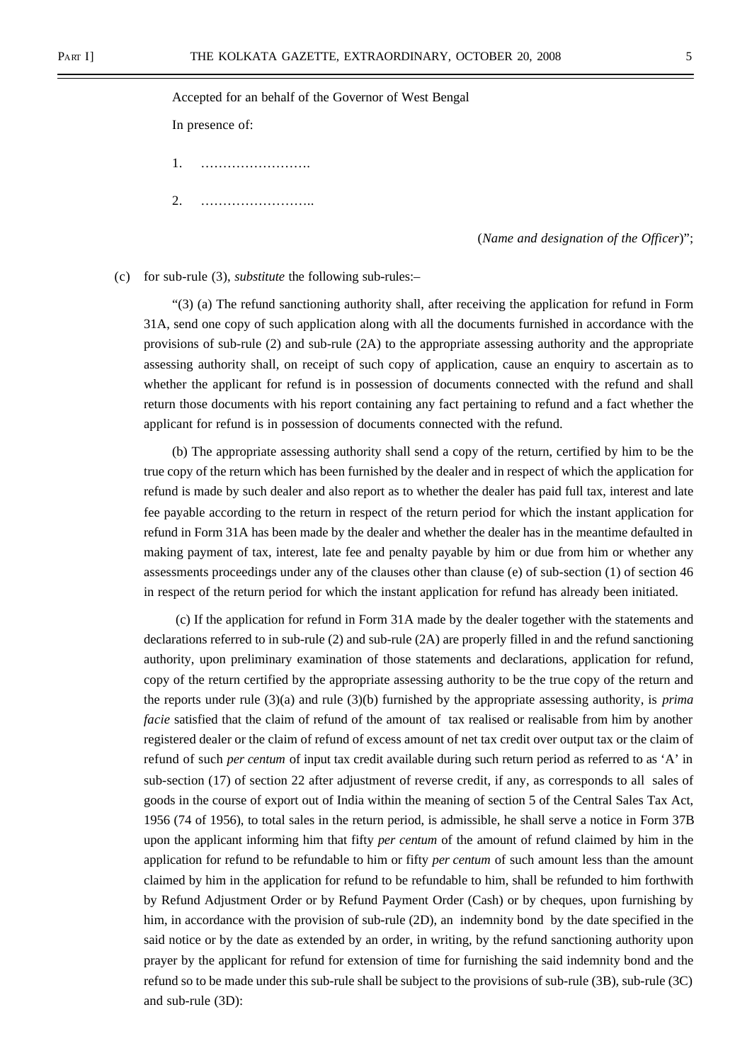Accepted for an behalf of the Governor of West Bengal

In presence of:

1. …………………….

2. ……………………..

(*Name and designation of the Officer*)";

(c) for sub-rule (3), *substitute* the following sub-rules:–

"(3) (a) The refund sanctioning authority shall, after receiving the application for refund in Form 31A, send one copy of such application along with all the documents furnished in accordance with the provisions of sub-rule (2) and sub-rule (2A) to the appropriate assessing authority and the appropriate assessing authority shall, on receipt of such copy of application, cause an enquiry to ascertain as to whether the applicant for refund is in possession of documents connected with the refund and shall return those documents with his report containing any fact pertaining to refund and a fact whether the applicant for refund is in possession of documents connected with the refund.

(b) The appropriate assessing authority shall send a copy of the return, certified by him to be the true copy of the return which has been furnished by the dealer and in respect of which the application for refund is made by such dealer and also report as to whether the dealer has paid full tax, interest and late fee payable according to the return in respect of the return period for which the instant application for refund in Form 31A has been made by the dealer and whether the dealer has in the meantime defaulted in making payment of tax, interest, late fee and penalty payable by him or due from him or whether any assessments proceedings under any of the clauses other than clause (e) of sub-section (1) of section 46 in respect of the return period for which the instant application for refund has already been initiated.

(c) If the application for refund in Form 31A made by the dealer together with the statements and declarations referred to in sub-rule (2) and sub-rule (2A) are properly filled in and the refund sanctioning authority, upon preliminary examination of those statements and declarations, application for refund, copy of the return certified by the appropriate assessing authority to be the true copy of the return and the reports under rule (3)(a) and rule (3)(b) furnished by the appropriate assessing authority, is *prima facie* satisfied that the claim of refund of the amount of tax realised or realisable from him by another registered dealer or the claim of refund of excess amount of net tax credit over output tax or the claim of refund of such *per centum* of input tax credit available during such return period as referred to as 'A' in sub-section (17) of section 22 after adjustment of reverse credit, if any, as corresponds to all sales of goods in the course of export out of India within the meaning of section 5 of the Central Sales Tax Act, 1956 (74 of 1956), to total sales in the return period, is admissible, he shall serve a notice in Form 37B upon the applicant informing him that fifty *per centum* of the amount of refund claimed by him in the application for refund to be refundable to him or fifty *per centum* of such amount less than the amount claimed by him in the application for refund to be refundable to him, shall be refunded to him forthwith by Refund Adjustment Order or by Refund Payment Order (Cash) or by cheques, upon furnishing by him, in accordance with the provision of sub-rule (2D), an indemnity bond by the date specified in the said notice or by the date as extended by an order, in writing, by the refund sanctioning authority upon prayer by the applicant for refund for extension of time for furnishing the said indemnity bond and the refund so to be made under this sub-rule shall be subject to the provisions of sub-rule (3B), sub-rule (3C) and sub-rule (3D):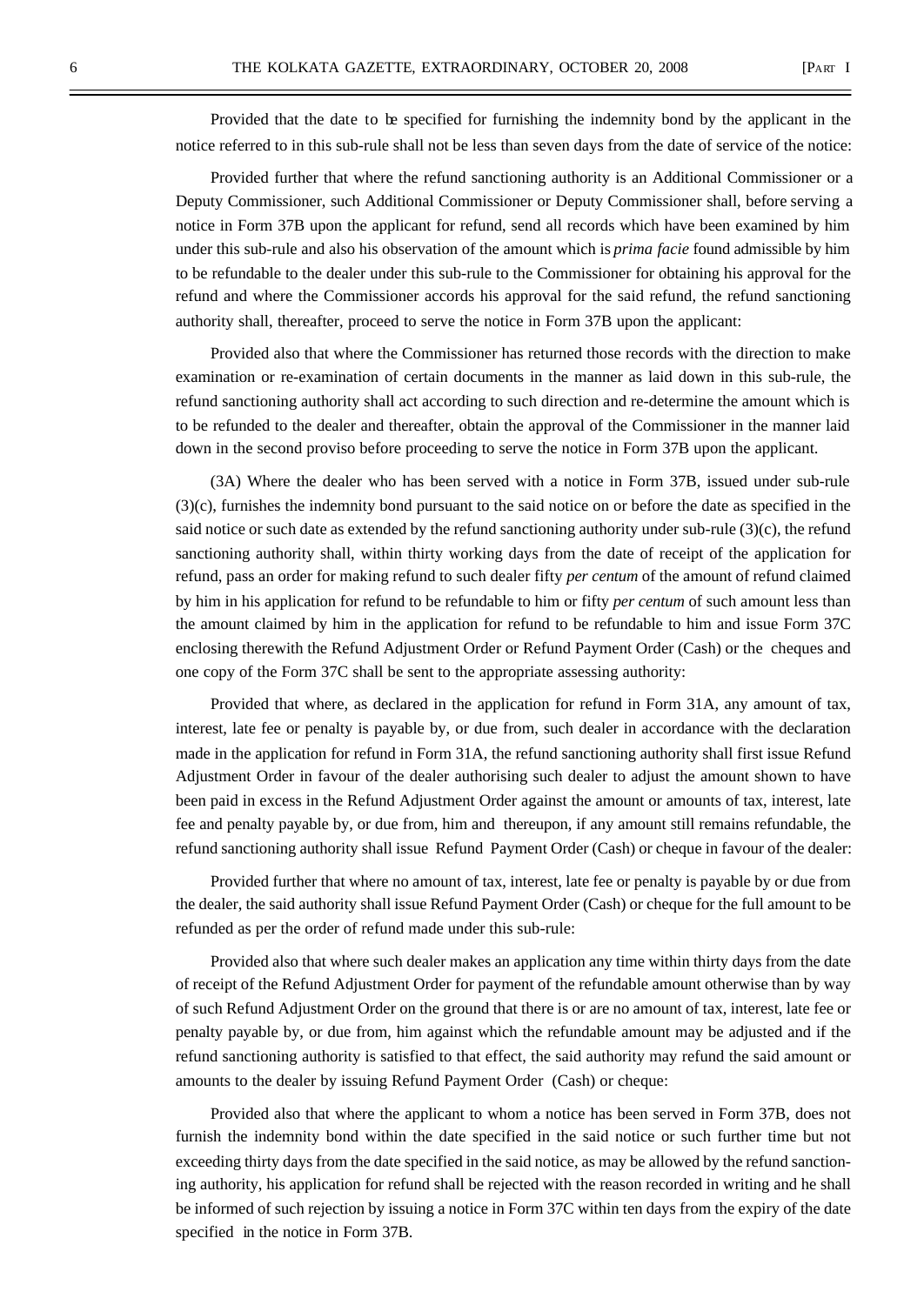Provided that the date to be specified for furnishing the indemnity bond by the applicant in the notice referred to in this sub-rule shall not be less than seven days from the date of service of the notice:

Provided further that where the refund sanctioning authority is an Additional Commissioner or a Deputy Commissioner, such Additional Commissioner or Deputy Commissioner shall, before serving a notice in Form 37B upon the applicant for refund, send all records which have been examined by him under this sub-rule and also his observation of the amount which is *prima facie* found admissible by him to be refundable to the dealer under this sub-rule to the Commissioner for obtaining his approval for the refund and where the Commissioner accords his approval for the said refund, the refund sanctioning authority shall, thereafter, proceed to serve the notice in Form 37B upon the applicant:

Provided also that where the Commissioner has returned those records with the direction to make examination or re-examination of certain documents in the manner as laid down in this sub-rule, the refund sanctioning authority shall act according to such direction and re-determine the amount which is to be refunded to the dealer and thereafter, obtain the approval of the Commissioner in the manner laid down in the second proviso before proceeding to serve the notice in Form 37B upon the applicant.

(3A) Where the dealer who has been served with a notice in Form 37B, issued under sub-rule (3)(c), furnishes the indemnity bond pursuant to the said notice on or before the date as specified in the said notice or such date as extended by the refund sanctioning authority under sub-rule (3)(c), the refund sanctioning authority shall, within thirty working days from the date of receipt of the application for refund, pass an order for making refund to such dealer fifty *per centum* of the amount of refund claimed by him in his application for refund to be refundable to him or fifty *per centum* of such amount less than the amount claimed by him in the application for refund to be refundable to him and issue Form 37C enclosing therewith the Refund Adjustment Order or Refund Payment Order (Cash) or the cheques and one copy of the Form 37C shall be sent to the appropriate assessing authority:

Provided that where, as declared in the application for refund in Form 31A, any amount of tax, interest, late fee or penalty is payable by, or due from, such dealer in accordance with the declaration made in the application for refund in Form 31A, the refund sanctioning authority shall first issue Refund Adjustment Order in favour of the dealer authorising such dealer to adjust the amount shown to have been paid in excess in the Refund Adjustment Order against the amount or amounts of tax, interest, late fee and penalty payable by, or due from, him and thereupon, if any amount still remains refundable, the refund sanctioning authority shall issue Refund Payment Order (Cash) or cheque in favour of the dealer:

Provided further that where no amount of tax, interest, late fee or penalty is payable by or due from the dealer, the said authority shall issue Refund Payment Order (Cash) or cheque for the full amount to be refunded as per the order of refund made under this sub-rule:

Provided also that where such dealer makes an application any time within thirty days from the date of receipt of the Refund Adjustment Order for payment of the refundable amount otherwise than by way of such Refund Adjustment Order on the ground that there is or are no amount of tax, interest, late fee or penalty payable by, or due from, him against which the refundable amount may be adjusted and if the refund sanctioning authority is satisfied to that effect, the said authority may refund the said amount or amounts to the dealer by issuing Refund Payment Order (Cash) or cheque:

Provided also that where the applicant to whom a notice has been served in Form 37B, does not furnish the indemnity bond within the date specified in the said notice or such further time but not exceeding thirty days from the date specified in the said notice, as may be allowed by the refund sanctioning authority, his application for refund shall be rejected with the reason recorded in writing and he shall be informed of such rejection by issuing a notice in Form 37C within ten days from the expiry of the date specified in the notice in Form 37B.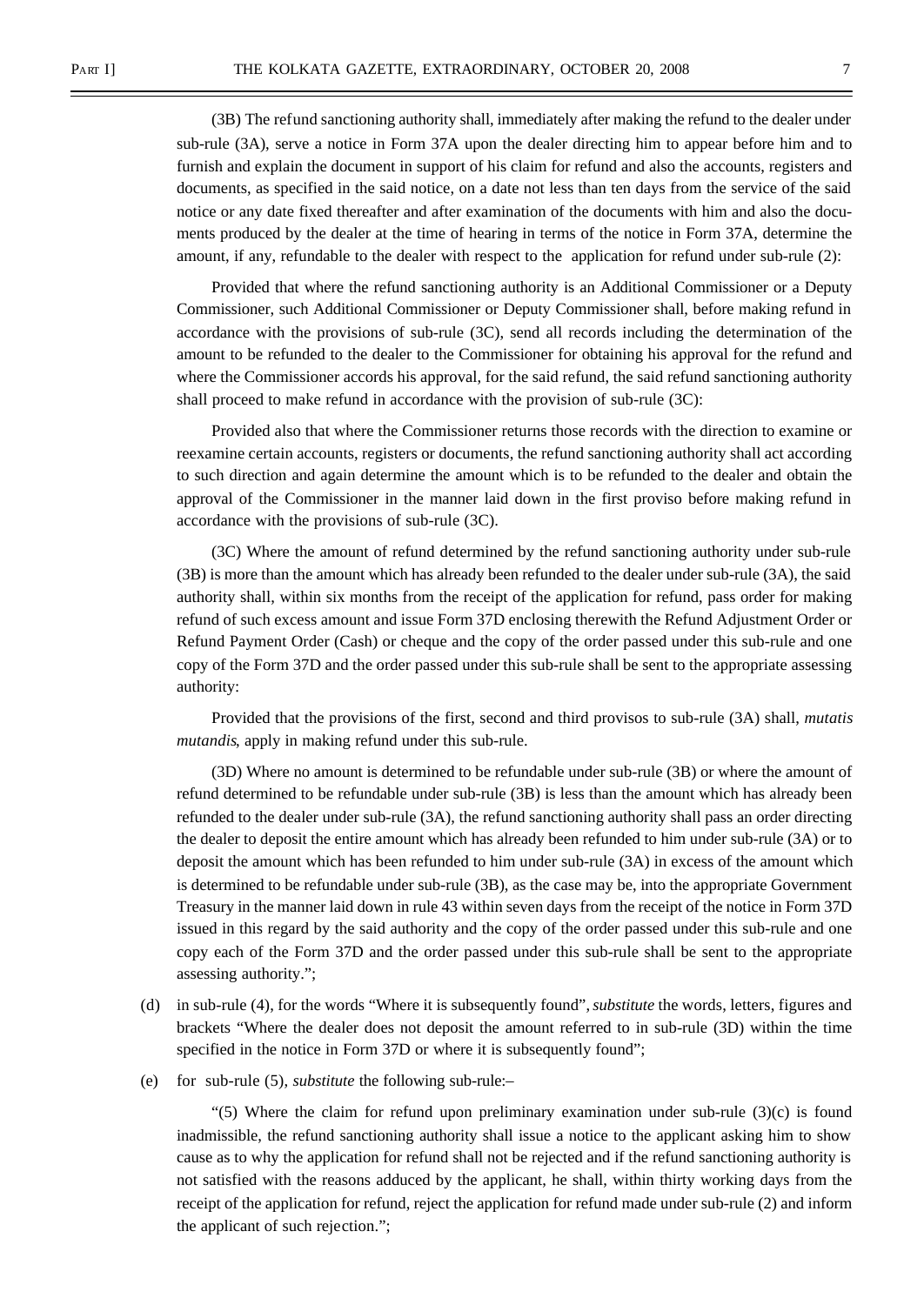(3B) The refund sanctioning authority shall, immediately after making the refund to the dealer under sub-rule (3A), serve a notice in Form 37A upon the dealer directing him to appear before him and to furnish and explain the document in support of his claim for refund and also the accounts, registers and documents, as specified in the said notice, on a date not less than ten days from the service of the said notice or any date fixed thereafter and after examination of the documents with him and also the documents produced by the dealer at the time of hearing in terms of the notice in Form 37A, determine the amount, if any, refundable to the dealer with respect to the application for refund under sub-rule (2):

Provided that where the refund sanctioning authority is an Additional Commissioner or a Deputy Commissioner, such Additional Commissioner or Deputy Commissioner shall, before making refund in accordance with the provisions of sub-rule (3C), send all records including the determination of the amount to be refunded to the dealer to the Commissioner for obtaining his approval for the refund and where the Commissioner accords his approval, for the said refund, the said refund sanctioning authority shall proceed to make refund in accordance with the provision of sub-rule (3C):

Provided also that where the Commissioner returns those records with the direction to examine or reexamine certain accounts, registers or documents, the refund sanctioning authority shall act according to such direction and again determine the amount which is to be refunded to the dealer and obtain the approval of the Commissioner in the manner laid down in the first proviso before making refund in accordance with the provisions of sub-rule (3C).

(3C) Where the amount of refund determined by the refund sanctioning authority under sub-rule (3B) is more than the amount which has already been refunded to the dealer under sub-rule (3A), the said authority shall, within six months from the receipt of the application for refund, pass order for making refund of such excess amount and issue Form 37D enclosing therewith the Refund Adjustment Order or Refund Payment Order (Cash) or cheque and the copy of the order passed under this sub-rule and one copy of the Form 37D and the order passed under this sub-rule shall be sent to the appropriate assessing authority:

Provided that the provisions of the first, second and third provisos to sub-rule (3A) shall, *mutatis mutandis*, apply in making refund under this sub-rule.

(3D) Where no amount is determined to be refundable under sub-rule (3B) or where the amount of refund determined to be refundable under sub-rule (3B) is less than the amount which has already been refunded to the dealer under sub-rule (3A), the refund sanctioning authority shall pass an order directing the dealer to deposit the entire amount which has already been refunded to him under sub-rule (3A) or to deposit the amount which has been refunded to him under sub-rule (3A) in excess of the amount which is determined to be refundable under sub-rule (3B), as the case may be, into the appropriate Government Treasury in the manner laid down in rule 43 within seven days from the receipt of the notice in Form 37D issued in this regard by the said authority and the copy of the order passed under this sub-rule and one copy each of the Form 37D and the order passed under this sub-rule shall be sent to the appropriate assessing authority.";

(d) in sub-rule (4), for the words "Where it is subsequently found", *substitute* the words, letters, figures and brackets "Where the dealer does not deposit the amount referred to in sub-rule (3D) within the time specified in the notice in Form 37D or where it is subsequently found";

(e) for sub-rule (5), *substitute* the following sub-rule:–

"(5) Where the claim for refund upon preliminary examination under sub-rule (3)(c) is found inadmissible, the refund sanctioning authority shall issue a notice to the applicant asking him to show cause as to why the application for refund shall not be rejected and if the refund sanctioning authority is not satisfied with the reasons adduced by the applicant, he shall, within thirty working days from the receipt of the application for refund, reject the application for refund made under sub-rule (2) and inform the applicant of such rejection.";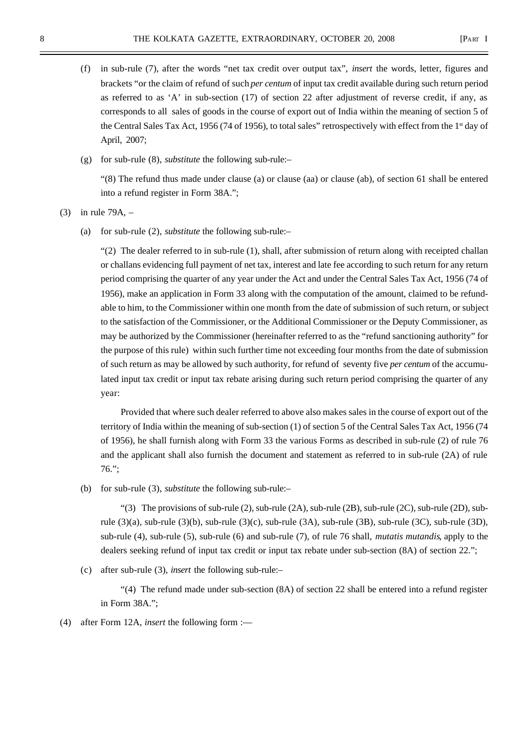(f) in sub-rule (7), after the words "net tax credit over output tax", *insert* the words, letter, figures and brackets "or the claim of refund of such *per centum* of input tax credit available during such return period as referred to as 'A' in sub-section (17) of section 22 after adjustment of reverse credit, if any, as corresponds to all sales of goods in the course of export out of India within the meaning of section 5 of the Central Sales Tax Act, 1956 (74 of 1956), to total sales" retrospectively with effect from the 1st day of April, 2007;

(g) for sub-rule (8), *substitute* the following sub-rule:–

"(8) The refund thus made under clause (a) or clause (aa) or clause (ab), of section 61 shall be entered into a refund register in Form 38A.";

(3) in rule 79A, –

(a) for sub-rule (2), *substitute* the following sub-rule:–

"(2) The dealer referred to in sub-rule (1), shall, after submission of return along with receipted challan or challans evidencing full payment of net tax, interest and late fee according to such return for any return period comprising the quarter of any year under the Act and under the Central Sales Tax Act, 1956 (74 of 1956), make an application in Form 33 along with the computation of the amount, claimed to be refundable to him, to the Commissioner within one month from the date of submission of such return, or subject to the satisfaction of the Commissioner, or the Additional Commissioner or the Deputy Commissioner, as may be authorized by the Commissioner (hereinafter referred to as the "refund sanctioning authority" for the purpose of this rule) within such further time not exceeding four months from the date of submission of such return as may be allowed by such authority, for refund of seventy five *per centum* of the accumulated input tax credit or input tax rebate arising during such return period comprising the quarter of any year:

Provided that where such dealer referred to above also makes sales in the course of export out of the territory of India within the meaning of sub-section (1) of section 5 of the Central Sales Tax Act, 1956 (74 of 1956), he shall furnish along with Form 33 the various Forms as described in sub-rule (2) of rule 76 and the applicant shall also furnish the document and statement as referred to in sub-rule (2A) of rule 76.";

(b) for sub-rule (3), *substitute* the following sub-rule:–

"(3) The provisions of sub-rule (2), sub-rule (2A), sub-rule (2B), sub-rule (2C), sub-rule (2D), sub-rule (3)(a), sub-rule (3)(b), sub-rule (3)(c), sub-rule (3A), sub-rule (3B), sub-rule (3C), sub-rule (3D), sub-rule (4), sub-rule (5), sub-rule (6) and sub-rule (7), of rule 76 shall, *mutatis mutandis*, apply to the dealers seeking refund of input tax credit or input tax rebate under sub-section (8A) of section 22.";

(c) after sub-rule (3), *insert* the following sub-rule:–

"(4) The refund made under sub-section (8A) of section 22 shall be entered into a refund register in Form 38A.";

(4) after Form 12A, *insert* the following form :—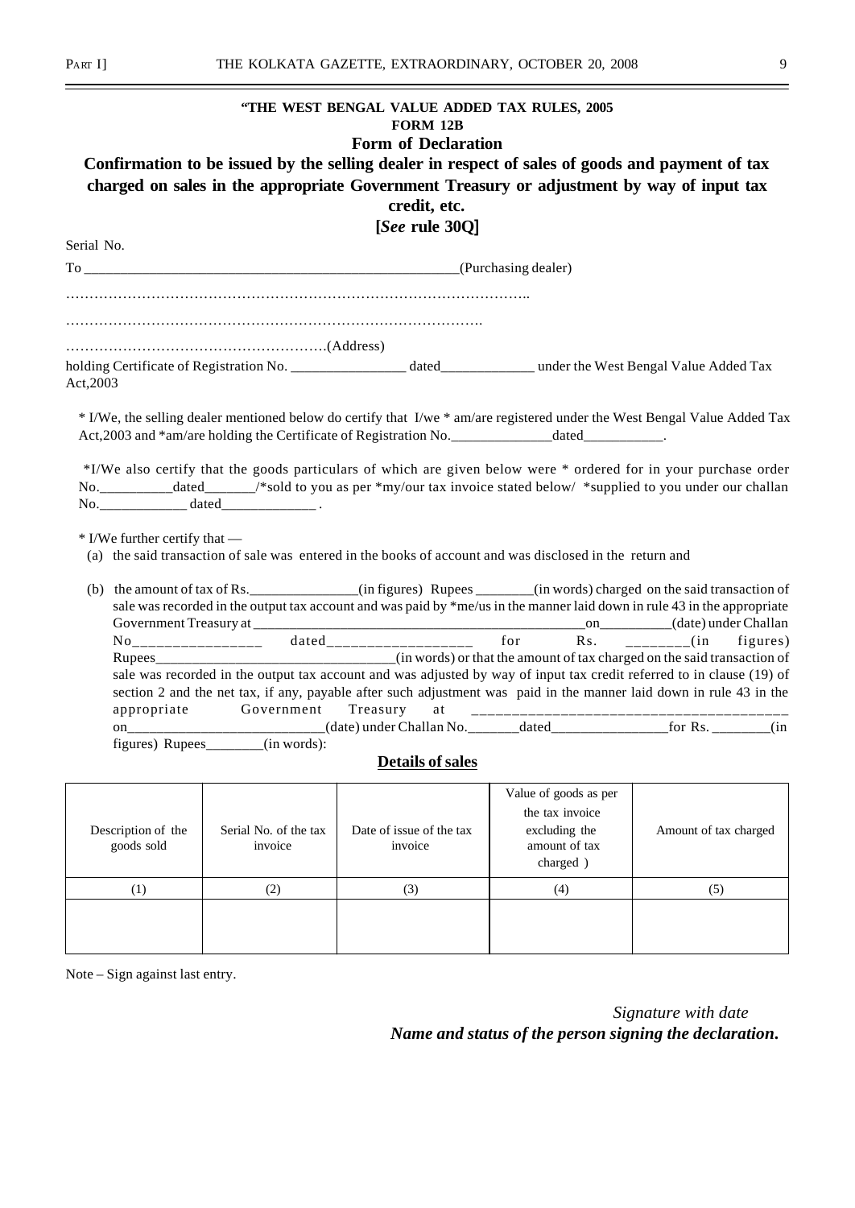**"THE WEST BENGAL VALUE ADDED TAX RULES, 2005**

**FORM 12B**

### Form of Declaration

## Confirmation to be issued by the selling dealer in respect of sales of goods and payment of tax charged on sales in the appropriate Government Treasury or adjustment by way of input tax credit, etc.

**[*See* rule 30Q]**

Serial No.

To ______________________________________________________(Purchasing dealer)

……………………………………………………………………………………..

…………………………………………………………………………….

……………………………………………….(Address)

holding Certificate of Registration No. ________________ dated_____________ under the West Bengal Value Added Tax Act,2003

* I/We, the selling dealer mentioned below do certify that I/we * am/are registered under the West Bengal Value Added Tax Act,2003 and *am/are holding the Certificate of Registration No.______________dated___________.

*I/We also certify that the goods particulars of which are given below were * ordered for in your purchase order No.__________dated_______/*sold to you as per *my/our tax invoice stated below/ *supplied to you under our challan No.____________ dated_____________ .

* I/We further certify that —

(a) the said transaction of sale was entered in the books of account and was disclosed in the return and

(b) the amount of tax of Rs._______________(in figures) Rupees ________(in words) charged on the said transaction of sale was recorded in the output tax account and was paid by *me/us in the manner laid down in rule 43 in the appropriate Government Treasury at _________________________________________________on__________(date) under Challan No________________ dated__________________ for Rs. ________(in figures) Rupees________________________________(in words) or that the amount of tax charged on the said transaction of sale was recorded in the output tax account and was adjusted by way of input tax credit referred to in clause (19) of section 2 and the net tax, if any, payable after such adjustment was paid in the manner laid down in rule 43 in the appropriate Government Treasury at ________________________________________ on___________________________(date) under Challan No._______dated________________for Rs. ________(in figures) Rupees________(in words):

**Details of sales**

| Description of the goods sold | Serial No. of the tax invoice | Date of issue of the tax invoice | Value of goods as per the tax invoice excluding the amount of tax charged ) | Amount of tax charged |
|---|---|---|---|---|
| (1) | (2) | (3) | (4) | (5) |
| | | | | |

Note – Sign against last entry.

*Signature with date*

***Name and status of the person signing the declaration.***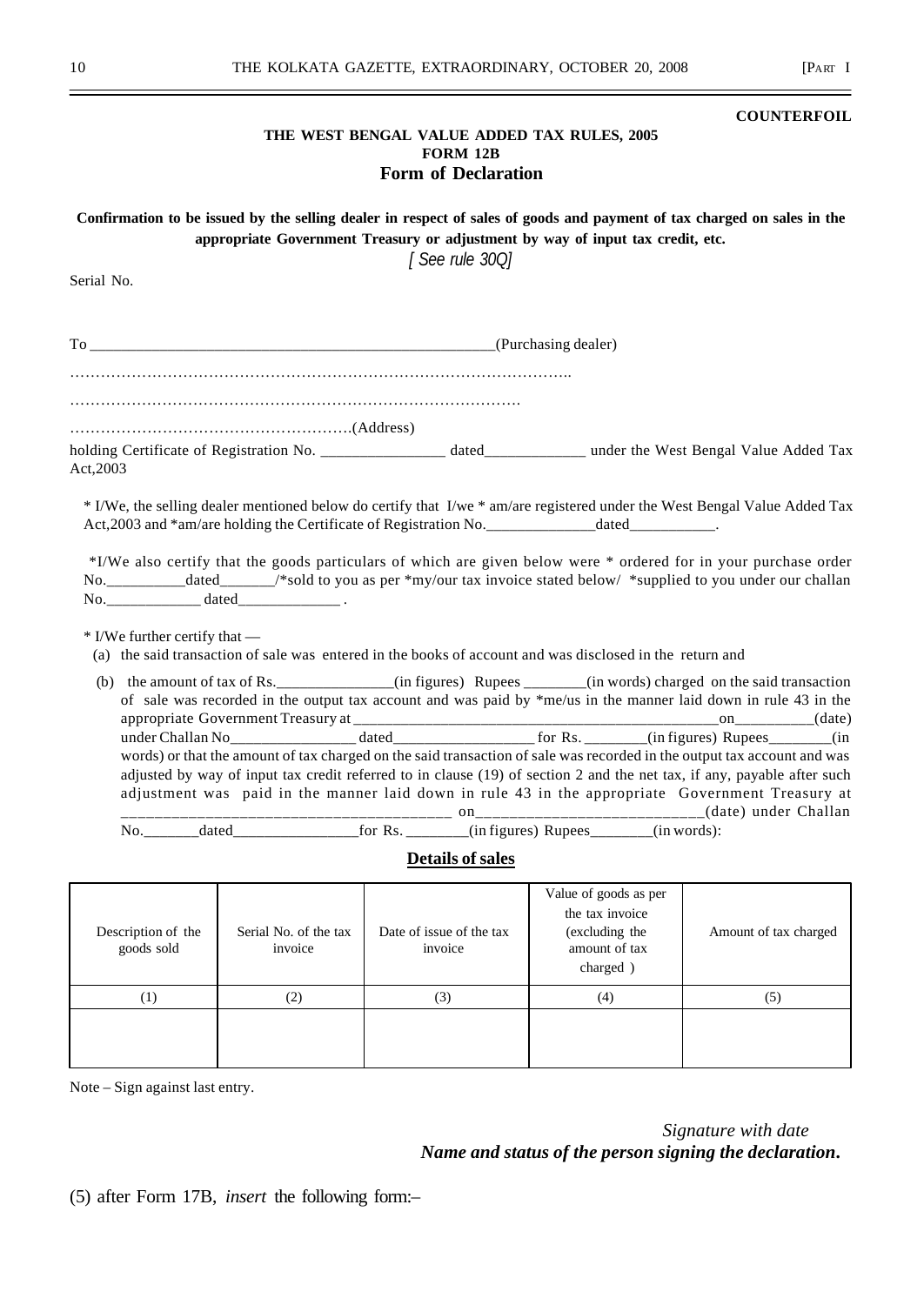**COUNTERFOIL**

**THE WEST BENGAL VALUE ADDED TAX RULES, 2005**
**FORM 12B**

## Form of Declaration

**Confirmation to be issued by the selling dealer in respect of sales of goods and payment of tax charged on sales in the appropriate Government Treasury or adjustment by way of input tax credit, etc.**

*[ See rule 30Q]*

Serial No.

To ____________________________________________________(Purchasing dealer)

……………………………………………………………………………………..

…………………………………………………………………………….

……………………………………………….(Address)

holding Certificate of Registration No. ________________ dated_____________ under the West Bengal Value Added Tax Act,2003

* I/We, the selling dealer mentioned below do certify that I/we * am/are registered under the West Bengal Value Added Tax Act,2003 and *am/are holding the Certificate of Registration No.______________dated___________.

*I/We also certify that the goods particulars of which are given below were * ordered for in your purchase order No.__________dated_______/*sold to you as per *my/our tax invoice stated below/ *supplied to you under our challan No.____________ dated_____________ .

* I/We further certify that —

(a) the said transaction of sale was entered in the books of account and was disclosed in the return and

(b) the amount of tax of Rs._______________(in figures) Rupees ________(in words) charged on the said transaction of sale was recorded in the output tax account and was paid by *me/us in the manner laid down in rule 43 in the appropriate Government Treasury at ________________________________________________on__________(date) under Challan No________________ dated__________________ for Rs. ________(in figures) Rupees________(in words) or that the amount of tax charged on the said transaction of sale was recorded in the output tax account and was adjusted by way of input tax credit referred to in clause (19) of section 2 and the net tax, if any, payable after such adjustment was paid in the manner laid down in rule 43 in the appropriate Government Treasury at ________________________________________ on___________________________(date) under Challan No._______dated________________for Rs. ________(in figures) Rupees________(in words):

**Details of sales**

| Description of the goods sold | Serial No. of the tax invoice | Date of issue of the tax invoice | Value of goods as per the tax invoice (excluding the amount of tax charged ) | Amount of tax charged |
|---|---|---|---|---|
| (1) | (2) | (3) | (4) | (5) |
| | | | | |

Note – Sign against last entry.

*Signature with date*
***Name and status of the person signing the declaration.***

(5) after Form 17B, *insert* the following form:–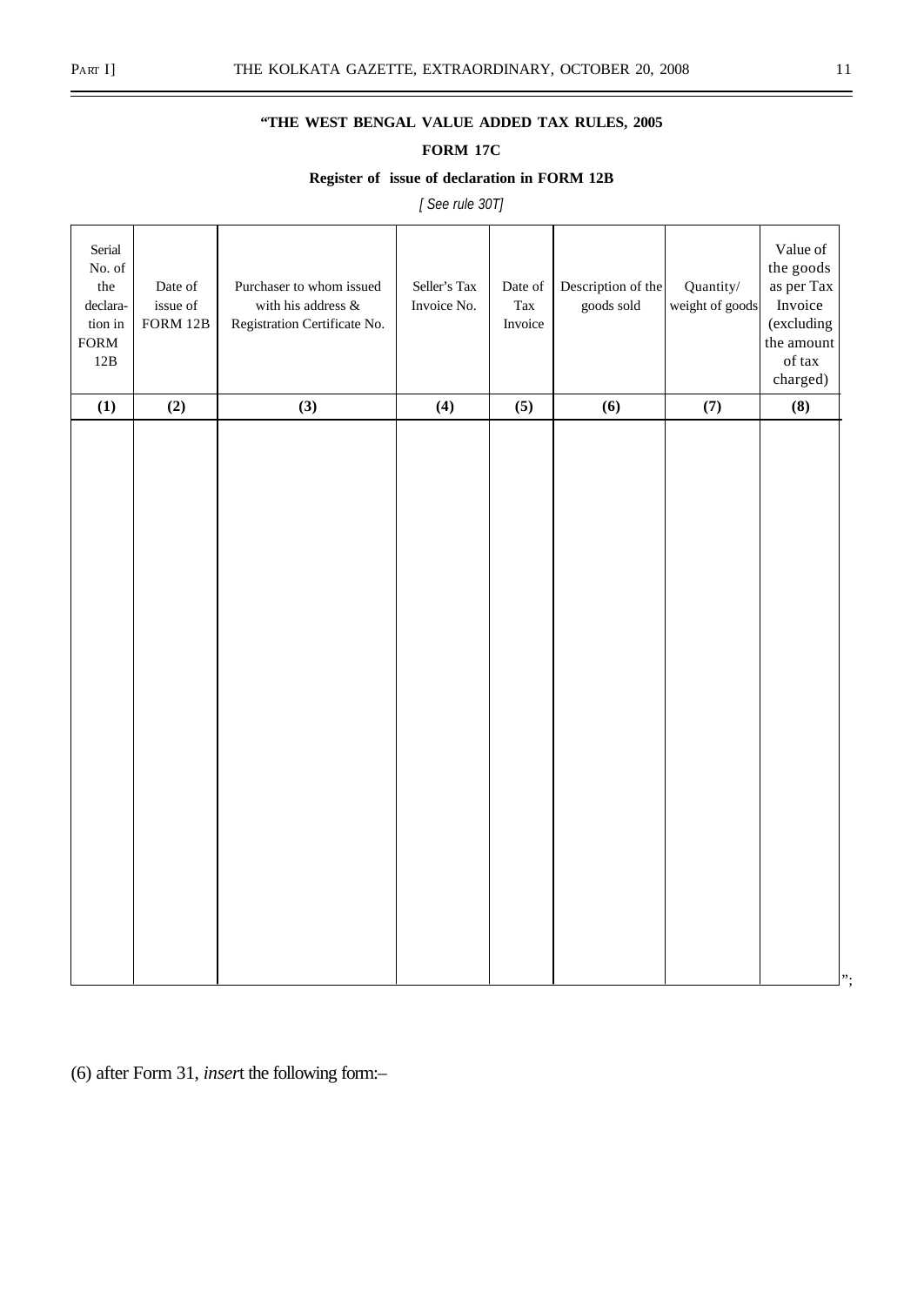**"THE WEST BENGAL VALUE ADDED TAX RULES, 2005**

**FORM 17C**

**Register of issue of declaration in FORM 12B**

*[ See rule 30T]*

| Serial No. of the declaration in FORM 12B | Date of issue of FORM 12B | Purchaser to whom issued with his address & Registration Certificate No. | Seller's Tax Invoice No. | Date of Tax Invoice | Description of the goods sold | Quantity/ weight of goods | Value of the goods as per Tax Invoice (excluding the amount of tax charged) |
|---|---|---|---|---|---|---|---|
| **(1)** | **(2)** | **(3)** | **(4)** | **(5)** | **(6)** | **(7)** | **(8)** |
| | | | | | | | |

";

(6) after Form 31, *insert* the following form:–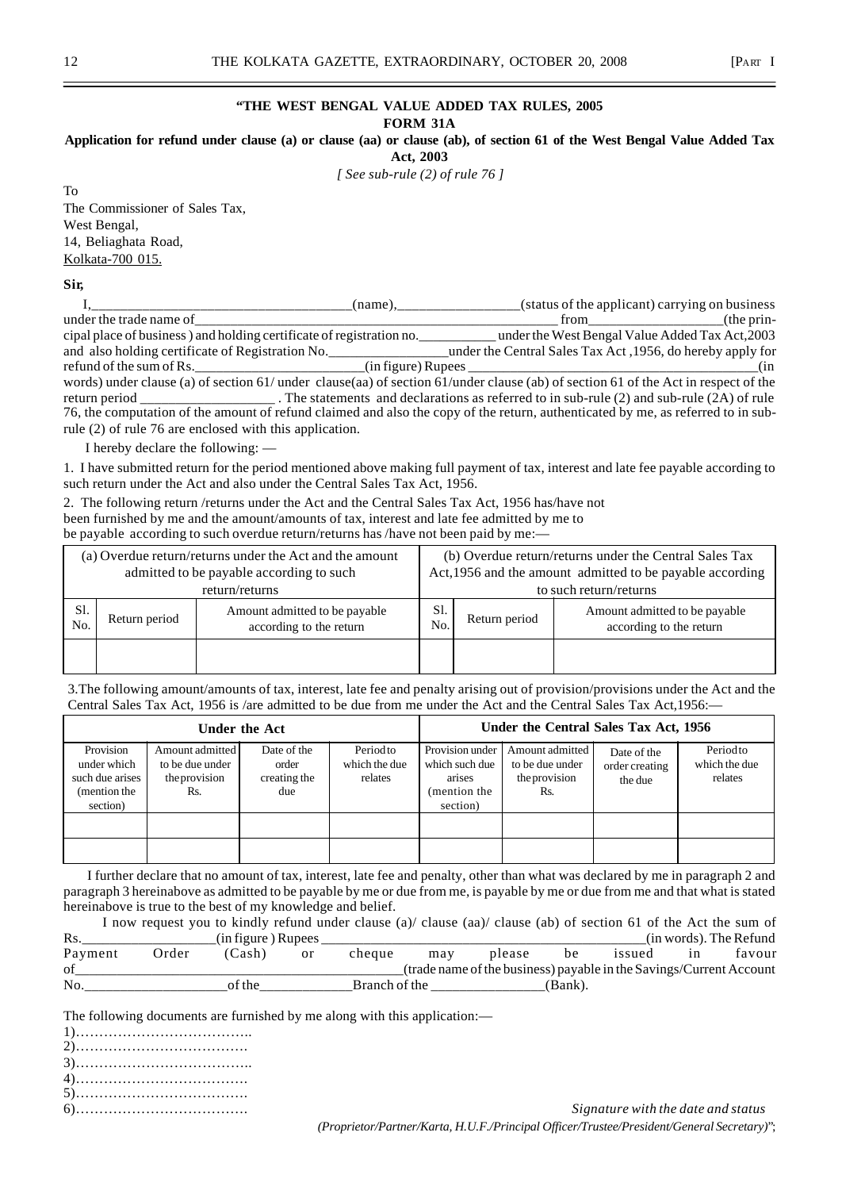**"THE WEST BENGAL VALUE ADDED TAX RULES, 2005**

**FORM 31A**

**Application for refund under clause (a) or clause (aa) or clause (ab), of section 61 of the West Bengal Value Added Tax Act, 2003**

*[ See sub-rule (2) of rule 76 ]*

To
The Commissioner of Sales Tax,
West Bengal,
14, Beliaghata Road,
Kolkata-700 015.

**Sir,**

I,_____________________________________(name),_________________(status of the applicant) carrying on business under the trade name of_____________________________________________________ from__________________(the principal place of business ) and holding certificate of registration no.___________ under the West Bengal Value Added Tax Act,2003 and also holding certificate of Registration No._________________under the Central Sales Tax Act ,1956, do hereby apply for refund of the sum of Rs.________________________(in figure) Rupees _____________________________________________(in words) under clause (a) of section 61/ under clause(aa) of section 61/under clause (ab) of section 61 of the Act in respect of the return period ___________________ . The statements and declarations as referred to in sub-rule (2) and sub-rule (2A) of rule 76, the computation of the amount of refund claimed and also the copy of the return, authenticated by me, as referred to in sub-rule (2) of rule 76 are enclosed with this application.

I hereby declare the following: —

1. I have submitted return for the period mentioned above making full payment of tax, interest and late fee payable according to such return under the Act and also under the Central Sales Tax Act, 1956.

2. The following return /returns under the Act and the Central Sales Tax Act, 1956 has/have not been furnished by me and the amount/amounts of tax, interest and late fee admitted by me to be payable according to such overdue return/returns has /have not been paid by me:—

| (a) Overdue return/returns under the Act and the amount admitted to be payable according to such return/returns | | | (b) Overdue return/returns under the Central Sales Tax Act,1956 and the amount admitted to be payable according to such return/returns | | |
|---|---|---|---|---|---|
| Sl. No. | Return period | Amount admitted to be payable according to the return | Sl. No. | Return period | Amount admitted to be payable according to the return |
| | | | | | |

3.The following amount/amounts of tax, interest, late fee and penalty arising out of provision/provisions under the Act and the Central Sales Tax Act, 1956 is /are admitted to be due from me under the Act and the Central Sales Tax Act,1956:—

| **Under the Act** | | | | **Under the Central Sales Tax Act, 1956** | | | |
|---|---|---|---|---|---|---|---|
| Provision under which such due arises (mention the section) | Amount admitted to be due under the provision Rs. | Date of the order creating the due | Period to which the due relates | Provision under which such due arises (mention the section) | Amount admitted to be due under the provision Rs. | Date of the order creating the due | Period to which the due relates |
| | | | | | | | |
| | | | | | | | |

I further declare that no amount of tax, interest, late fee and penalty, other than what was declared by me in paragraph 2 and paragraph 3 hereinabove as admitted to be payable by me or due from me, is payable by me or due from me and that what is stated hereinabove is true to the best of my knowledge and belief.

I now request you to kindly refund under clause (a)/ clause (aa)/ clause (ab) of section 61 of the Act the sum of Rs.__________________(in figure ) Rupees ___________________________________________(in words). The Refund Payment Order (Cash) or cheque may please be issued in favour of_______________________________________________(trade name of the business) payable in the Savings/Current Account No.____________________of the_____________Branch of the ________________(Bank).

The following documents are furnished by me along with this application:—

1)………………………………..
2)……………………………….
3)………………………………..
4)……………………………….
5)……………………………….
6)……………………………….

*Signature with the date and status*
*(Proprietor/Partner/Karta, H.U.F./Principal Officer/Trustee/President/General Secretary)*";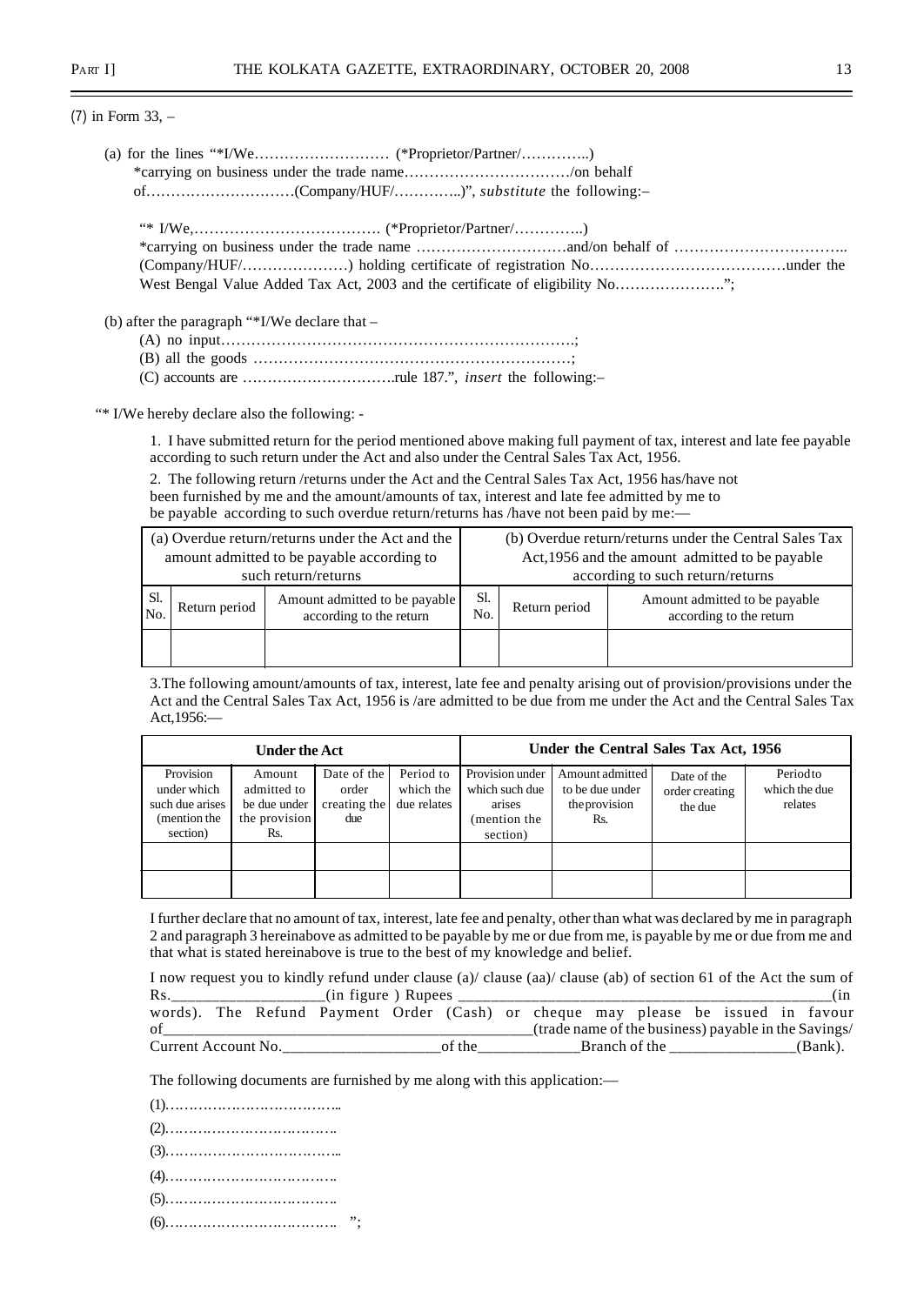(7) in Form 33, –

(a) for the lines "*I/We……………………… (*Proprietor/Partner/…………..)
*carrying on business under the trade name……………………………/on behalf of…………………………(Company/HUF/…………..)", *substitute* the following:–

"* I/We,………………………………. (*Proprietor/Partner/…………..)
*carrying on business under the trade name …………………………and/on behalf of …………………………….. (Company/HUF/…………………) holding certificate of registration No…………………………………under the West Bengal Value Added Tax Act, 2003 and the certificate of eligibility No………………….";

(b) after the paragraph "*I/We declare that –

(A) no input…………………………………………………………….;
(B) all the goods ………………………………………………………;
(C) accounts are …………………………rule 187.", *insert* the following:–

"* I/We hereby declare also the following: -

1. I have submitted return for the period mentioned above making full payment of tax, interest and late fee payable according to such return under the Act and also under the Central Sales Tax Act, 1956.

2. The following return /returns under the Act and the Central Sales Tax Act, 1956 has/have not been furnished by me and the amount/amounts of tax, interest and late fee admitted by me to be payable according to such overdue return/returns has /have not been paid by me:—

| (a) Overdue return/returns under the Act and the amount admitted to be payable according to such return/returns | | | (b) Overdue return/returns under the Central Sales Tax Act,1956 and the amount admitted to be payable according to such return/returns | | |
|---|---|---|---|---|---|
| Sl. No. | Return period | Amount admitted to be payable according to the return | Sl. No. | Return period | Amount admitted to be payable according to the return |
| | | | | | |

3.The following amount/amounts of tax, interest, late fee and penalty arising out of provision/provisions under the Act and the Central Sales Tax Act, 1956 is /are admitted to be due from me under the Act and the Central Sales Tax Act,1956:—

| **Under the Act** | | | | **Under the Central Sales Tax Act, 1956** | | | |
|---|---|---|---|---|---|---|---|
| Provision under which such due arises (mention the section) | Amount admitted to be due under the provision Rs. | Date of the order creating the due | Period to which the due relates | Provision under which such due arises (mention the section) | Amount admitted to be due under the provision Rs. | Date of the order creating the due | Period to which the due relates |
| | | | | | | | |
| | | | | | | | |

I further declare that no amount of tax, interest, late fee and penalty, other than what was declared by me in paragraph 2 and paragraph 3 hereinabove as admitted to be payable by me or due from me, is payable by me or due from me and that what is stated hereinabove is true to the best of my knowledge and belief.

I now request you to kindly refund under clause (a)/ clause (aa)/ clause (ab) of section 61 of the Act the sum of Rs.__________________(in figure ) Rupees ______________________________________________(in words). The Refund Payment Order (Cash) or cheque may please be issued in favour of__________________________________________(trade name of the business) payable in the Savings/ Current Account No.____________________of the____________Branch of the _______________(Bank).

The following documents are furnished by me along with this application:—

(1)………………………………..

(2)……………………………….

(3)………………………………..

(4)……………………………….

(5)……………………………….

(6)………………………………. ";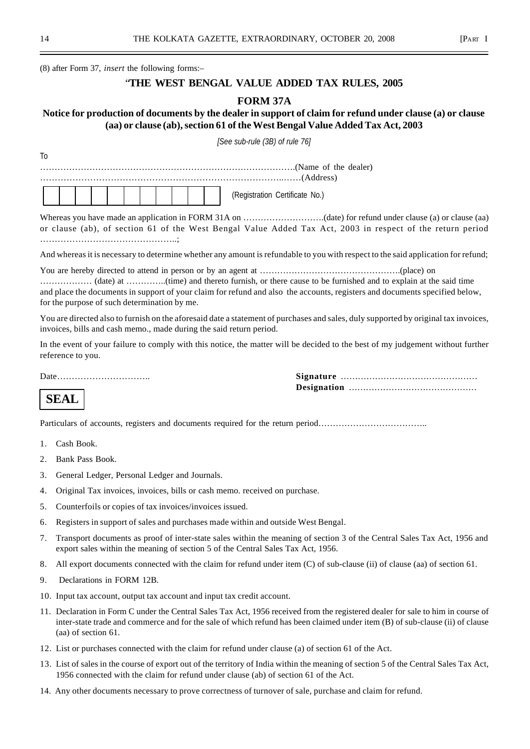(8) after Form 37, *insert* the following forms:–

## "THE WEST BENGAL VALUE ADDED TAX RULES, 2005

## FORM 37A

### Notice for production of documents by the dealer in support of claim for refund under clause (a) or clause (aa) or clause (ab), section 61 of the West Bengal Value Added Tax Act, 2003

*[See sub-rule (3B) of rule 76]*

To

…………………………………………………………………………….(Name of the dealer)

………………………………………………………………………..……(Address)

| | | | | | | | | | | |
|---|---|---|---|---|---|---|---|---|---|---|

(Registration Certificate No.)

Whereas you have made an application in FORM 31A on ……………………….(date) for refund under clause (a) or clause (aa) or clause (ab), of section 61 of the West Bengal Value Added Tax Act, 2003 in respect of the return period ………………………………………..;

And whereas it is necessary to determine whether any amount is refundable to you with respect to the said application for refund;

You are hereby directed to attend in person or by an agent at ………………………………………….(place) on …………….. (date) at …………..(time) and thereto furnish, or there cause to be furnished and to explain at the said time and place the documents in support of your claim for refund and also the accounts, registers and documents specified below, for the purpose of such determination by me.

You are directed also to furnish on the aforesaid date a statement of purchases and sales, duly supported by original tax invoices, invoices, bills and cash memo., made during the said return period.

In the event of your failure to comply with this notice, the matter will be decided to the best of my judgement without further reference to you.

Date…………………………..

**Signature** …………………………………………

**Designation** ………………………………………

**SEAL**

Particulars of accounts, registers and documents required for the return period………………………………..

1. Cash Book.
2. Bank Pass Book.
3. General Ledger, Personal Ledger and Journals.
4. Original Tax invoices, invoices, bills or cash memo. received on purchase.
5. Counterfoils or copies of tax invoices/invoices issued.
6. Registers in support of sales and purchases made within and outside West Bengal.
7. Transport documents as proof of inter-state sales within the meaning of section 3 of the Central Sales Tax Act, 1956 and export sales within the meaning of section 5 of the Central Sales Tax Act, 1956.
8. All export documents connected with the claim for refund under item (C) of sub-clause (ii) of clause (aa) of section 61.
9. Declarations in FORM 12B.
10. Input tax account, output tax account and input tax credit account.
11. Declaration in Form C under the Central Sales Tax Act, 1956 received from the registered dealer for sale to him in course of inter-state trade and commerce and for the sale of which refund has been claimed under item (B) of sub-clause (ii) of clause (aa) of section 61.
12. List or purchases connected with the claim for refund under clause (a) of section 61 of the Act.
13. List of sales in the course of export out of the territory of India within the meaning of section 5 of the Central Sales Tax Act, 1956 connected with the claim for refund under clause (ab) of section 61 of the Act.
14. Any other documents necessary to prove correctness of turnover of sale, purchase and claim for refund.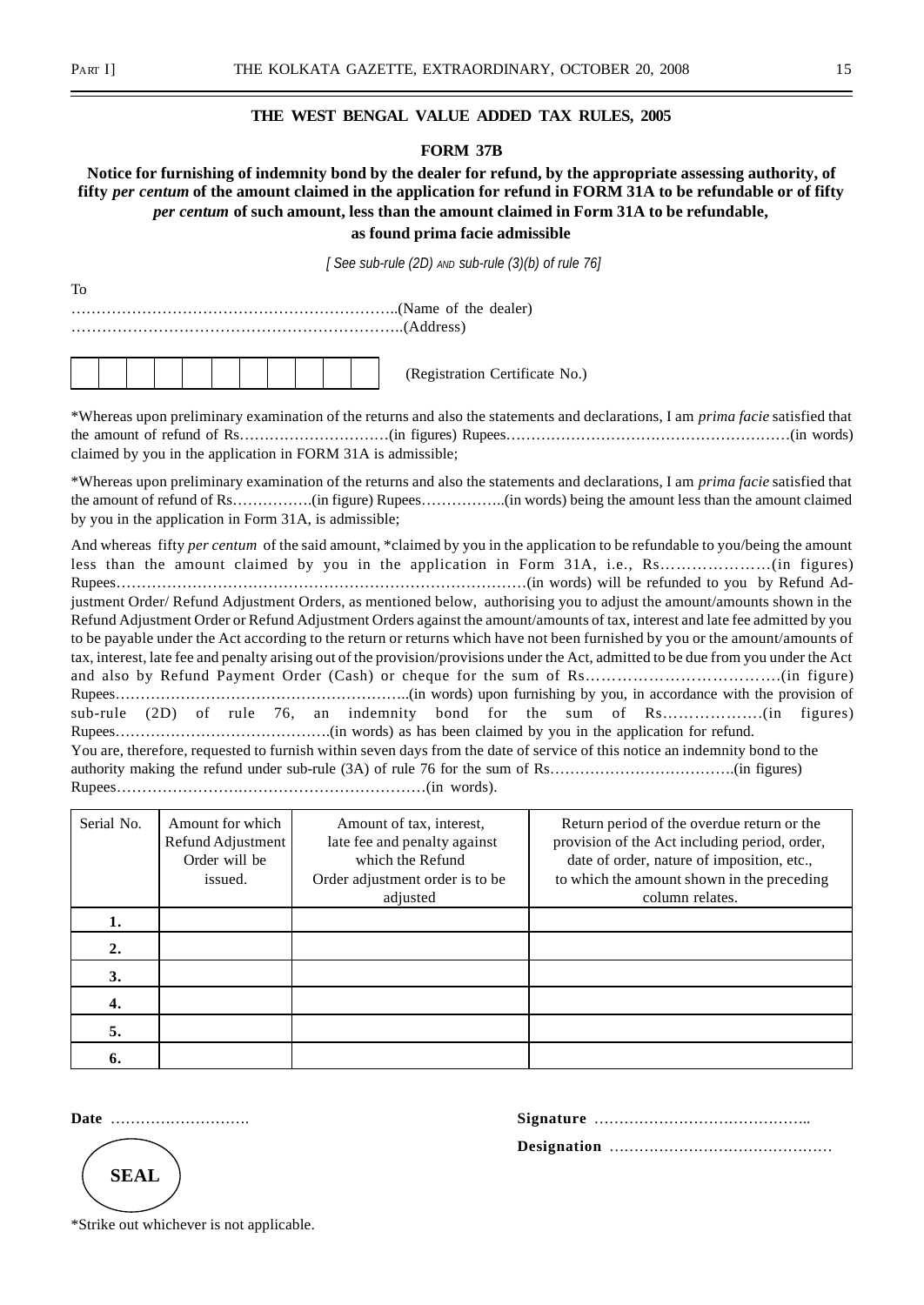## THE WEST BENGAL VALUE ADDED TAX RULES, 2005

### FORM 37B

**Notice for furnishing of indemnity bond by the dealer for refund, by the appropriate assessing authority, of fifty *per centum* of the amount claimed in the application for refund in FORM 31A to be refundable or of fifty *per centum* of such amount, less than the amount claimed in Form 31A to be refundable, as found prima facie admissible**

*[ See sub-rule (2D) AND sub-rule (3)(b) of rule 76]*

To

………………………………………………………..(Name of the dealer)
………………………………………………………..(Address)

| | | | | | | | | | | |
|---|---|---|---|---|---|---|---|---|---|---|

(Registration Certificate No.)

*Whereas upon preliminary examination of the returns and also the statements and declarations, I am *prima facie* satisfied that the amount of refund of Rs…………………………(in figures) Rupees…………………………………………………(in words) claimed by you in the application in FORM 31A is admissible;

*Whereas upon preliminary examination of the returns and also the statements and declarations, I am *prima facie* satisfied that the amount of refund of Rs…………….(in figure) Rupees……………..(in words) being the amount less than the amount claimed by you in the application in Form 31A, is admissible;

And whereas fifty *per centum* of the said amount, *claimed by you in the application to be refundable to you/being the amount less than the amount claimed by you in the application in Form 31A, i.e., Rs…………………(in figures) Rupees………………………………………………………………………(in words) will be refunded to you by Refund Adjustment Order/ Refund Adjustment Orders, as mentioned below, authorising you to adjust the amount/amounts shown in the Refund Adjustment Order or Refund Adjustment Orders against the amount/amounts of tax, interest and late fee admitted by you to be payable under the Act according to the return or returns which have not been furnished by you or the amount/amounts of tax, interest, late fee and penalty arising out of the provision/provisions under the Act, admitted to be due from you under the Act and also by Refund Payment Order (Cash) or cheque for the sum of Rs……………………………….(in figure) Rupees…………………………………………………..(in words) upon furnishing by you, in accordance with the provision of sub-rule (2D) of rule 76, an indemnity bond for the sum of Rs……………….(in figures) Rupees…………………………………….(in words) as has been claimed by you in the application for refund.

You are, therefore, requested to furnish within seven days from the date of service of this notice an indemnity bond to the authority making the refund under sub-rule (3A) of rule 76 for the sum of Rs……………………………….(in figures) Rupees…………………….………………………………(in words).

| Serial No. | Amount for which Refund Adjustment Order will be issued. | Amount of tax, interest, late fee and penalty against which the Refund Order adjustment order is to be adjusted | Return period of the overdue return or the provision of the Act including period, order, date of order, nature of imposition, etc., to which the amount shown in the preceding column relates. |
|---|---|---|---|
| **1.** | | | |
| **2.** | | | |
| **3.** | | | |
| **4.** | | | |
| **5.** | | | |
| **6.** | | | |

**Date** ……………………….

**Signature** ……………………………………..

**Designation** ………………………………………

**SEAL**

*Strike out whichever is not applicable.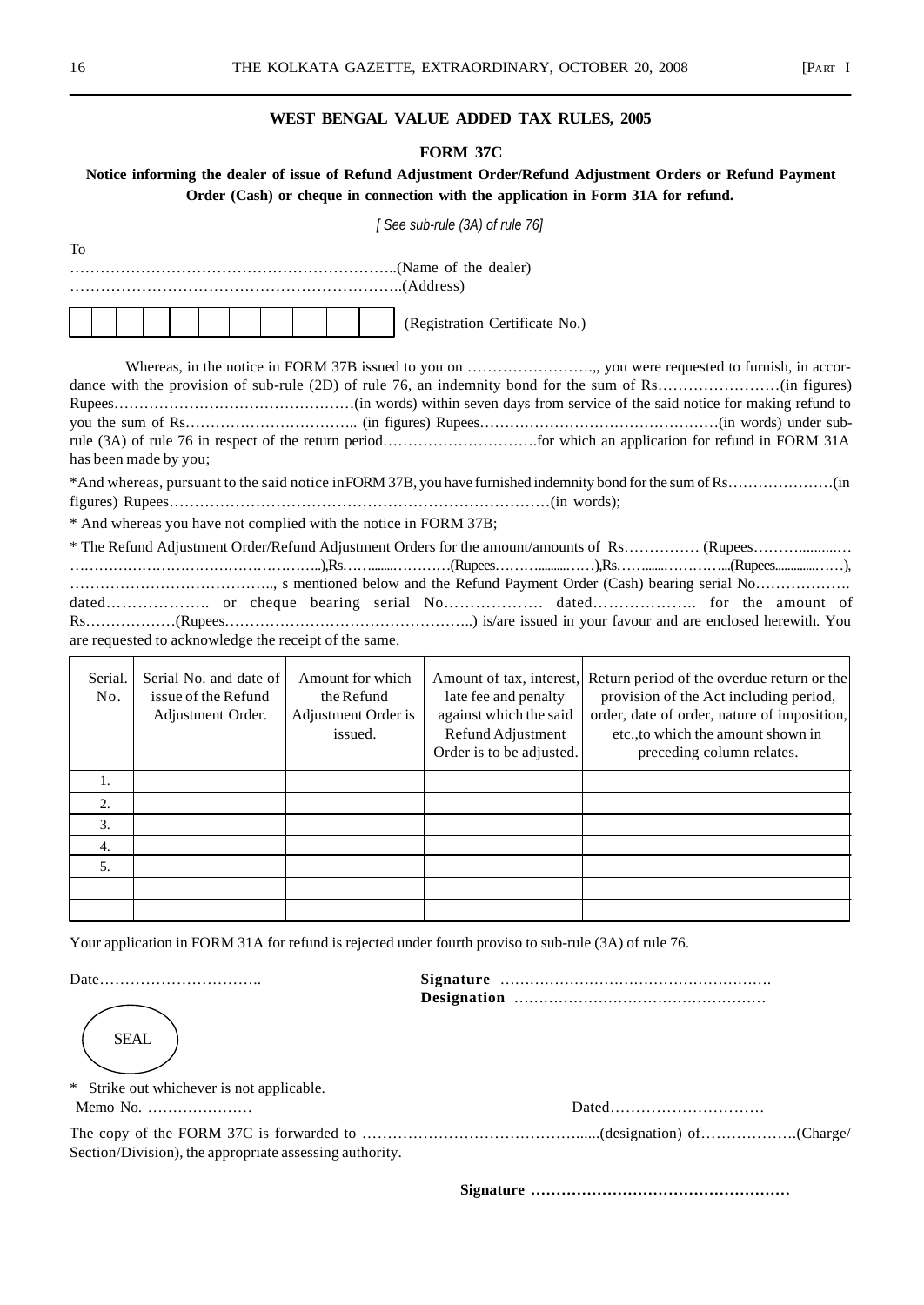## WEST BENGAL VALUE ADDED TAX RULES, 2005

### FORM 37C

**Notice informing the dealer of issue of Refund Adjustment Order/Refund Adjustment Orders or Refund Payment Order (Cash) or cheque in connection with the application in Form 31A for refund.**

*[ See sub-rule (3A) of rule 76]*

To

………………………………………………………..(Name of the dealer)
………………………………………………………..(Address)

| | | | | | | | | | | | |
|---|---|---|---|---|---|---|---|---|---|---|---|

(Registration Certificate No.)

Whereas, in the notice in FORM 37B issued to you on ……………………., you were requested to furnish, in accordance with the provision of sub-rule (2D) of rule 76, an indemnity bond for the sum of Rs……………………(in figures) Rupees…………………………………………(in words) within seven days from service of the said notice for making refund to you the sum of Rs…………………………….. (in figures) Rupees…………………………………………(in words) under sub-rule (3A) of rule 76 in respect of the return period………………………….for which an application for refund in FORM 31A has been made by you;

*And whereas, pursuant to the said notice in FORM 37B, you have furnished indemnity bond for the sum of Rs…………………(in figures) Rupees…………………………………………………………………(in words);

* And whereas you have not complied with the notice in FORM 37B;

* The Refund Adjustment Order/Refund Adjustment Orders for the amount/amounts of Rs…………… (Rupees………..........…………………………………………………..),Rs……........…………(Rupees………..........……),Rs……......…………...(Rupees.............……),………………………………….., s mentioned below and the Refund Payment Order (Cash) bearing serial No………………. dated……………….. or cheque bearing serial No………………. dated……………….. for the amount of Rs………………(Rupees…………………………………………..) is/are issued in your favour and are enclosed herewith. You are requested to acknowledge the receipt of the same.

| Serial. No. | Serial No. and date of issue of the Refund Adjustment Order. | Amount for which the Refund Adjustment Order is issued. | Amount of tax, interest, late fee and penalty against which the said Refund Adjustment Order is to be adjusted. | Return period of the overdue return or the provision of the Act including period, order, date of order, nature of imposition, etc.,to which the amount shown in preceding column relates. |
|---|---|---|---|---|
| 1. | | | | |
| 2. | | | | |
| 3. | | | | |
| 4. | | | | |
| 5. | | | | |
| | | | | |
| | | | | |

Your application in FORM 31A for refund is rejected under fourth proviso to sub-rule (3A) of rule 76.

Date…………………………..

**Signature** ……………………………………………….
**Designation** ……………………………………………

SEAL

\* Strike out whichever is not applicable.

Memo No. …………………  Dated…………………………

The copy of the FORM 37C is forwarded to ……………………………………......(designation) of……………….(Charge/ Section/Division), the appropriate assessing authority.

**Signature ……………………………………………**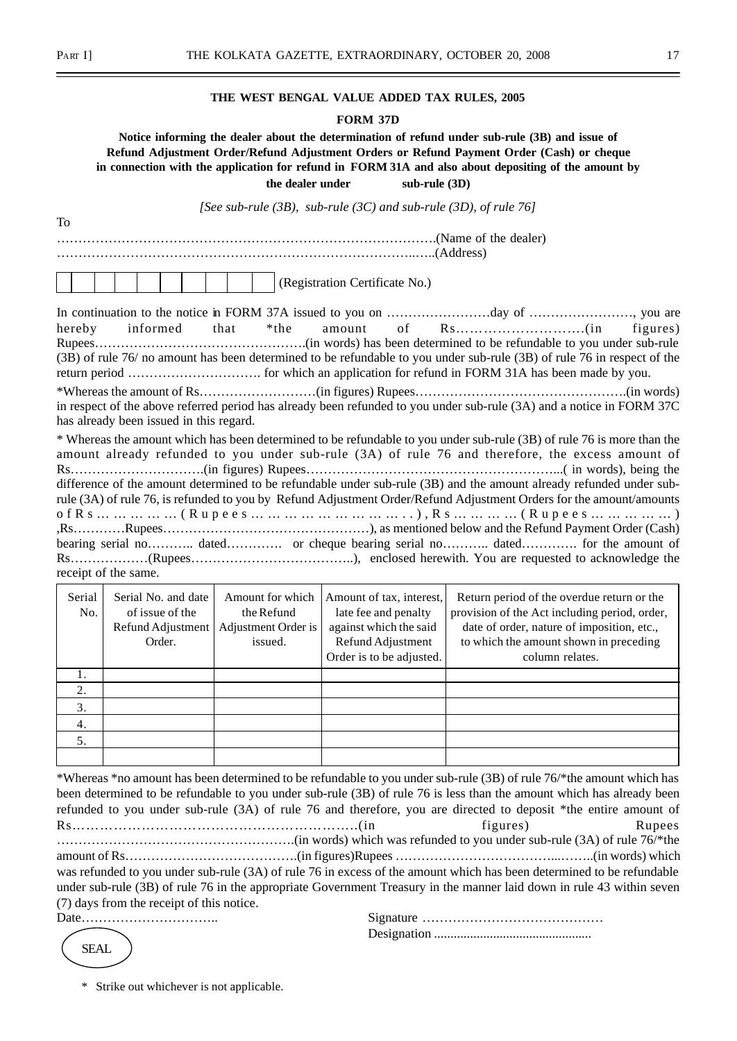## THE WEST BENGAL VALUE ADDED TAX RULES, 2005

### FORM 37D

**Notice informing the dealer about the determination of refund under sub-rule (3B) and issue of Refund Adjustment Order/Refund Adjustment Orders or Refund Payment Order (Cash) or cheque in connection with the application for refund in FORM 31A and also about depositing of the amount by the dealer under sub-rule (3D)**

*[See sub-rule (3B), sub-rule (3C) and sub-rule (3D), of rule 76]*

To

…………………………………………………………………………….(Name of the dealer)

……………………………………………………………………………..…..(Address)

| | | | | | | | | | | | (Registration Certificate No.)

In continuation to the notice in FORM 37A issued to you on ……………………day of ……………………, you are hereby informed that *the amount of Rs………………………(in figures) Rupees………………………………………….(in words) has been determined to be refundable to you under sub-rule (3B) of rule 76/ no amount has been determined to be refundable to you under sub-rule (3B) of rule 76 in respect of the return period …………………………. for which an application for refund in FORM 31A has been made by you.

*Whereas the amount of Rs………………………(in figures) Rupees………………………………………….(in words) in respect of the above referred period has already been refunded to you under sub-rule (3A) and a notice in FORM 37C has already been issued in this regard.

* Whereas the amount which has been determined to be refundable to you under sub-rule (3B) of rule 76 is more than the amount already refunded to you under sub-rule (3A) of rule 76 and therefore, the excess amount of Rs………………………….(in figures) Rupees…………………………………………………...( in words), being the difference of the amount determined to be refundable under sub-rule (3B) and the amount already refunded under sub-rule (3A) of rule 76, is refunded to you by Refund Adjustment Order/Refund Adjustment Orders for the amount/amounts of Rs……………(Rupees………………………..), Rs……………(Rupees……………) ,Rs…………Rupees…………………………………………), as mentioned below and the Refund Payment Order (Cash) bearing serial no……….. dated…………. or cheque bearing serial no……….. dated…………. for the amount of Rs………………(Rupees………………………………..), enclosed herewith. You are requested to acknowledge the receipt of the same.

| Serial No. | Serial No. and date of issue of the Refund Adjustment Order. | Amount for which the Refund Adjustment Order is issued. | Amount of tax, interest, late fee and penalty against which the said Refund Adjustment Order is to be adjusted. | Return period of the overdue return or the provision of the Act including period, order, date of order, nature of imposition, etc., to which the amount shown in preceding column relates. |
|---|---|---|---|---|
| 1. | | | | |
| 2. | | | | |
| 3. | | | | |
| 4. | | | | |
| 5. | | | | |
| | | | | |

*Whereas *no amount has been determined to be refundable to you under sub-rule (3B) of rule 76/*the amount which has been determined to be refundable to you under sub-rule (3B) of rule 76 is less than the amount which has already been refunded to you under sub-rule (3A) of rule 76 and therefore, you are directed to deposit *the entire amount of Rs………………………………………………………(in figures) Rupees ……………………………………………….(in words) which was refunded to you under sub-rule (3A) of rule 76/*the amount of Rs………………………………….(in figures)Rupees ………………………………...……..(in words) which was refunded to you under sub-rule (3A) of rule 76 in excess of the amount which has been determined to be refundable under sub-rule (3B) of rule 76 in the appropriate Government Treasury in the manner laid down in rule 43 within seven (7) days from the receipt of this notice.

Date…………………………..

Signature ……………………………………

Designation ...............................................

SEAL

\* Strike out whichever is not applicable.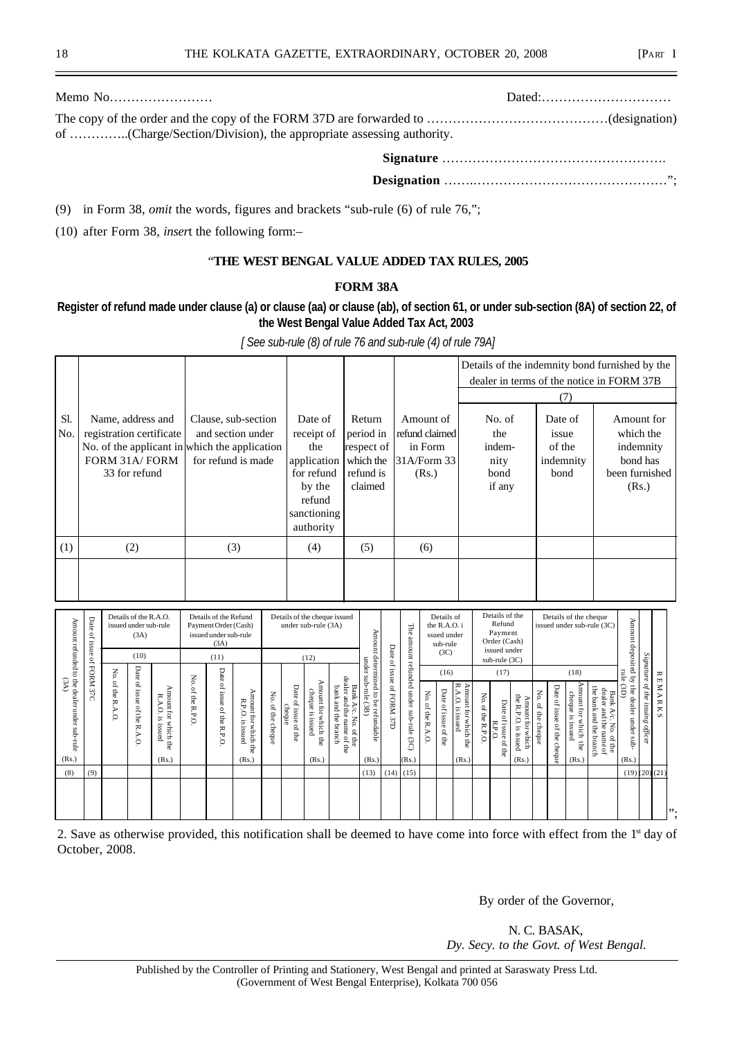Memo No…………………… Dated:…………………………

The copy of the order and the copy of the FORM 37D are forwarded to ……………………………………(designation) of …………..(Charge/Section/Division), the appropriate assessing authority.

**Signature** …………………………………………….

**Designation** …….………………………………………";

(9) in Form 38, *omit* the words, figures and brackets "sub-rule (6) of rule 76,";

(10) after Form 38, *insert* the following form:–

"**THE WEST BENGAL VALUE ADDED TAX RULES, 2005**

**FORM 38A**

**Register of refund made under clause (a) or clause (aa) or clause (ab), of section 61, or under sub-section (8A) of section 22, of the West Bengal Value Added Tax Act, 2003**

*[ See sub-rule (8) of rule 76 and sub-rule (4) of rule 79A]*

| Sl. No. | Name, address and registration certificate No. of the applicant in FORM 31A/ FORM 33 for refund | Clause, sub-section and section under which the application for refund is made | Date of receipt of the application for refund by the refund sanctioning authority | Return period in respect of which the refund is claimed | Amount of refund claimed in Form 31A/Form 33 (Rs.) | Details of the indemnity bond furnished by the dealer in terms of the notice in FORM 37B (7) | | |
|---|---|---|---|---|---|---|---|---|
| | | | | | | No. of the indemnity bond if any | Date of issue of the indemnity bond | Amount for which the indemnity bond has been furnished (Rs.) |
| (1) | (2) | (3) | (4) | (5) | (6) | | | |
| | | | | | | | | |

| Amount refunded to the dealer under sub-rule (3A) (Rs.) | Date of issue of FORM 37C | Details of the R.A.O. issued under sub-rule (3A) (10) | | | Details of the Refund Payment Order (Cash) issued under sub-rule (3A) (11) | | | Details of the cheque issued under sub-rule (3A) (12) | | | | Amount determined to be refundable under sub-rule (3B) (Rs.) | Date of issue of FORM 37D | The amount refunded under sub-rule (3C) (Rs.) | Details of the R.A.O. issued under sub-rule (3C) (16) | | | Details of the Refund Payment Order (Cash) issued under sub-rule (3C) (17) | | | Details of the cheque issued under sub-rule (3C) (18) | | | | Amount deposited by the dealer under sub-rule (3D) (Rs.) | *Signature of the issuing officer* | REMARKS |
|---|---|---|---|---|---|---|---|---|---|---|---|---|---|---|---|---|---|---|---|---|---|---|---|---|---|---|---|
| | | No. of the R.A.O. | Date of issue of the R.A.O. | Amount for which the R.A.O. is issued (Rs.) | No. of the R.P.O. | Date of issue of the R.P.O. | Amount for which the R.P.O. is issued (Rs.) | No. of the cheque | Date of issue of the cheque | Amount for which the cheque is issued (Rs.) | Bank A/c. No. of the dealer and the name of the bank and the branch | | | | No. of the R.A.O. | Date of issue of the R.A.O. is issued | Amount for which the R.A.O. is issued (Rs.) | No. of the R.P.O. | Date of issue of the R.P.O. | Amount for which the R.P.O. is issued (Rs.) | No. of the cheque | Date of issue of the cheque | Amount for which the cheque is issued (Rs.) | Bank A/c. No. of the dealer and the name of the bank and the branch | | | |
| (8) | (9) | | | | | | | | | | | (13) | (14) | (15) | | | | | | | | | | | (19) | (20) | (21) |
| | | | | | | | | | | | | | | | | | | | | | | | | | | | ". |

2. Save as otherwise provided, this notification shall be deemed to have come into force with effect from the 1st day of October, 2008.

By order of the Governor,

N. C. BASAK,
*Dy. Secy. to the Govt. of West Bengal.*

Published by the Controller of Printing and Stationery, West Bengal and printed at Saraswaty Press Ltd. (Government of West Bengal Enterprise), Kolkata 700 056